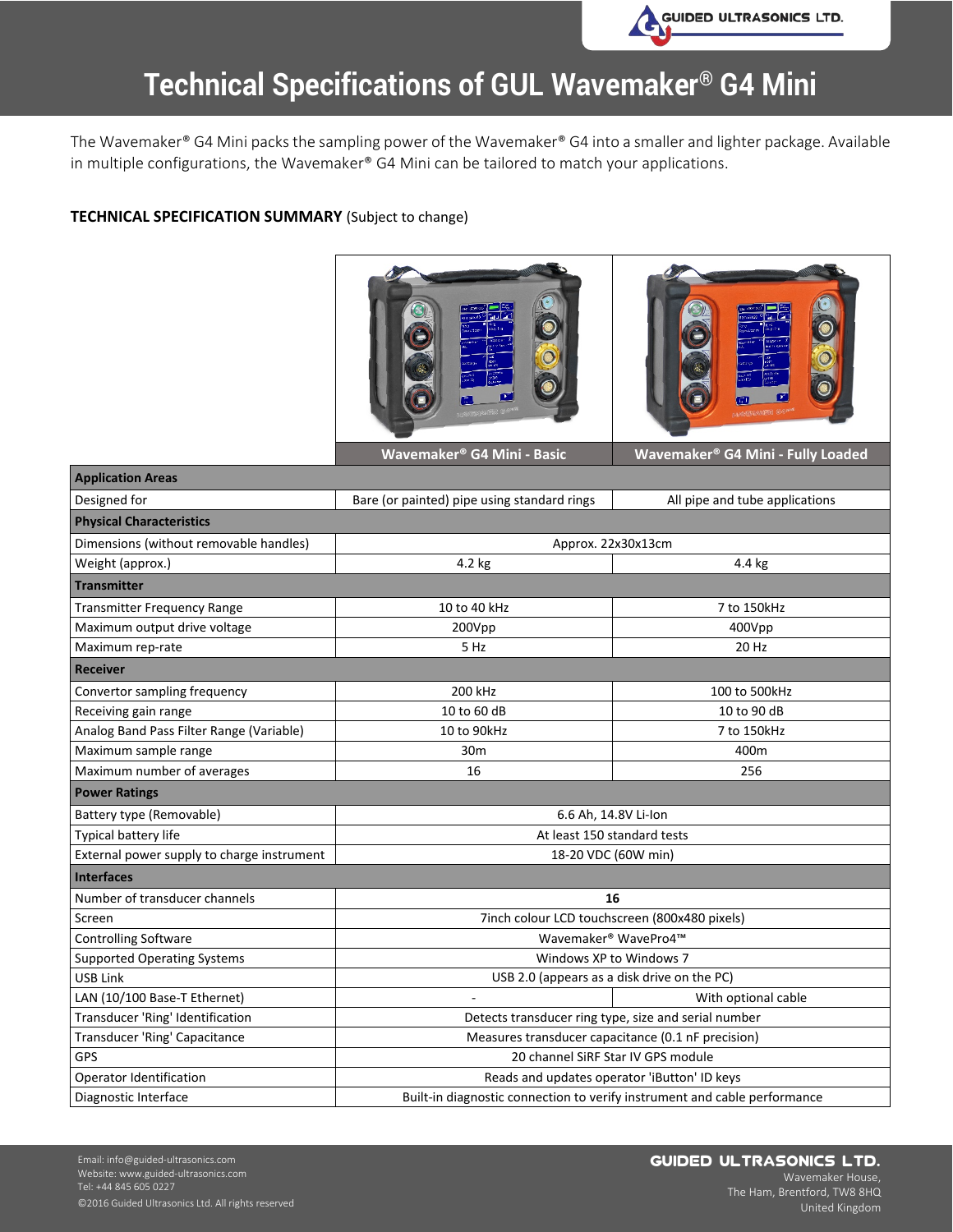# Technical Specifications of GUL Wavemaker® G4 Mini

The Wavemaker® G4 Mini packs the sampling power of the Wavemaker® G4 into a smaller and lighter package. Available in multiple configurations, the Wavemaker® G4 Mini can be tailored to match your applications.

**TECHNICAL SPECIFICATION SUMMARY** (Subject to change)

| | Wavemaker® G4 Mini - Basic | Wavemaker® G4 Mini - Fully Loaded |
|---|---|---|
| **Application Areas** | | |
| Designed for | Bare (or painted) pipe using standard rings | All pipe and tube applications |
| **Physical Characteristics** | | |
| Dimensions (without removable handles) | Approx. 22x30x13cm | |
| Weight (approx.) | 4.2 kg | 4.4 kg |
| **Transmitter** | | |
| Transmitter Frequency Range | 10 to 40 kHz | 7 to 150kHz |
| Maximum output drive voltage | 200Vpp | 400Vpp |
| Maximum rep-rate | 5 Hz | 20 Hz |
| **Receiver** | | |
| Convertor sampling frequency | 200 kHz | 100 to 500kHz |
| Receiving gain range | 10 to 60 dB | 10 to 90 dB |
| Analog Band Pass Filter Range (Variable) | 10 to 90kHz | 7 to 150kHz |
| Maximum sample range | 30m | 400m |
| Maximum number of averages | 16 | 256 |
| **Power Ratings** | | |
| Battery type (Removable) | 6.6 Ah, 14.8V Li-Ion | |
| Typical battery life | At least 150 standard tests | |
| External power supply to charge instrument | 18-20 VDC (60W min) | |
| **Interfaces** | | |
| Number of transducer channels | **16** | |
| Screen | 7inch colour LCD touchscreen (800x480 pixels) | |
| Controlling Software | Wavemaker® WavePro4™ | |
| Supported Operating Systems | Windows XP to Windows 7 | |
| USB Link | USB 2.0 (appears as a disk drive on the PC) | |
| LAN (10/100 Base-T Ethernet) | - | With optional cable |
| Transducer 'Ring' Identification | Detects transducer ring type, size and serial number | |
| Transducer 'Ring' Capacitance | Measures transducer capacitance (0.1 nF precision) | |
| GPS | 20 channel SiRF Star IV GPS module | |
| Operator Identification | Reads and updates operator 'iButton' ID keys | |
| Diagnostic Interface | Built-in diagnostic connection to verify instrument and cable performance | |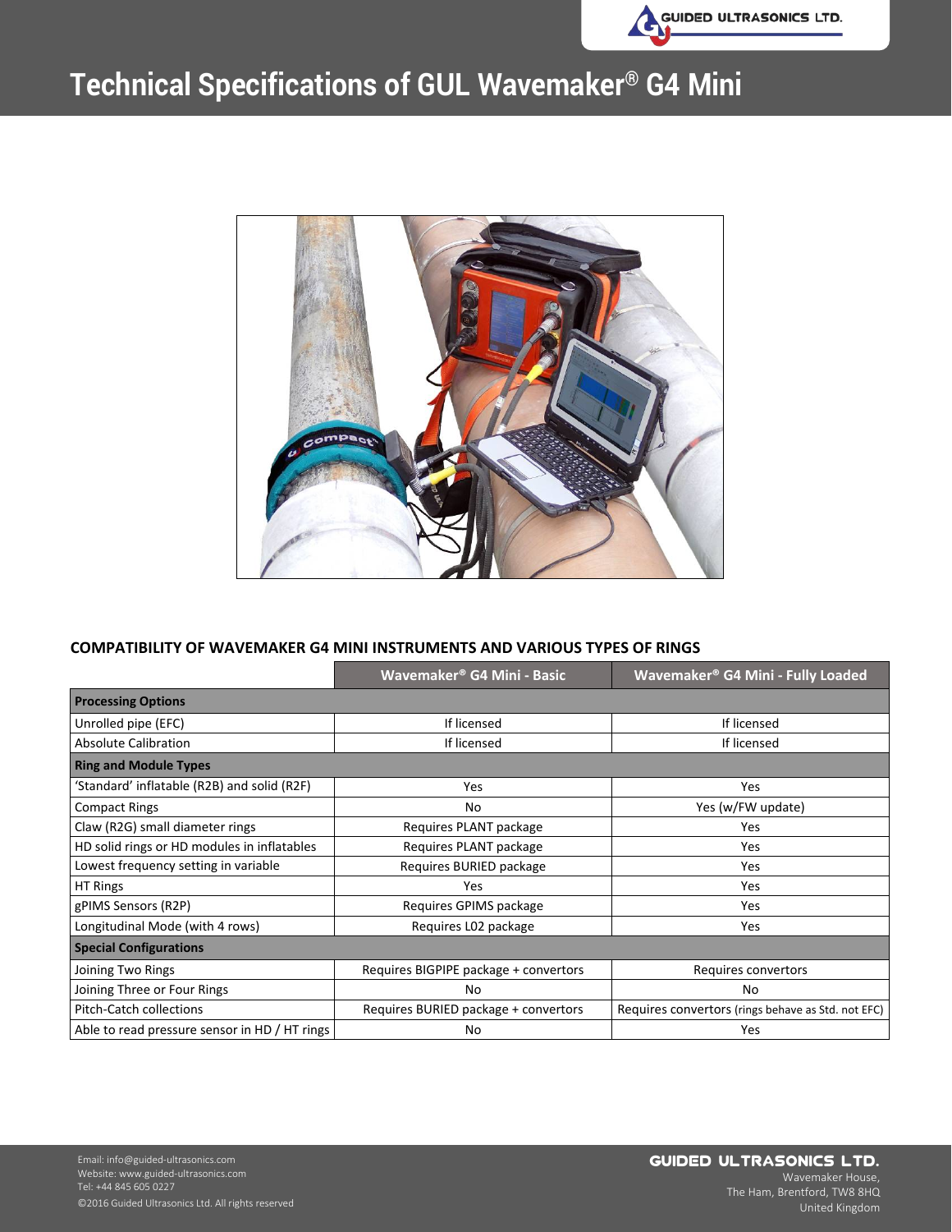# Technical Specifications of GUL Wavemaker® G4 Mini

**COMPATIBILITY OF WAVEMAKER G4 MINI INSTRUMENTS AND VARIOUS TYPES OF RINGS**

| | Wavemaker® G4 Mini - Basic | Wavemaker® G4 Mini - Fully Loaded |
|---|---|---|
| **Processing Options** | | |
| Unrolled pipe (EFC) | If licensed | If licensed |
| Absolute Calibration | If licensed | If licensed |
| **Ring and Module Types** | | |
| 'Standard' inflatable (R2B) and solid (R2F) | Yes | Yes |
| Compact Rings | No | Yes (w/FW update) |
| Claw (R2G) small diameter rings | Requires PLANT package | Yes |
| HD solid rings or HD modules in inflatables | Requires PLANT package | Yes |
| Lowest frequency setting in variable | Requires BURIED package | Yes |
| HT Rings | Yes | Yes |
| gPIMS Sensors (R2P) | Requires GPIMS package | Yes |
| Longitudinal Mode (with 4 rows) | Requires L02 package | Yes |
| **Special Configurations** | | |
| Joining Two Rings | Requires BIGPIPE package + convertors | Requires convertors |
| Joining Three or Four Rings | No | No |
| Pitch-Catch collections | Requires BURIED package + convertors | Requires convertors (rings behave as Std. not EFC) |
| Able to read pressure sensor in HD / HT rings | No | Yes |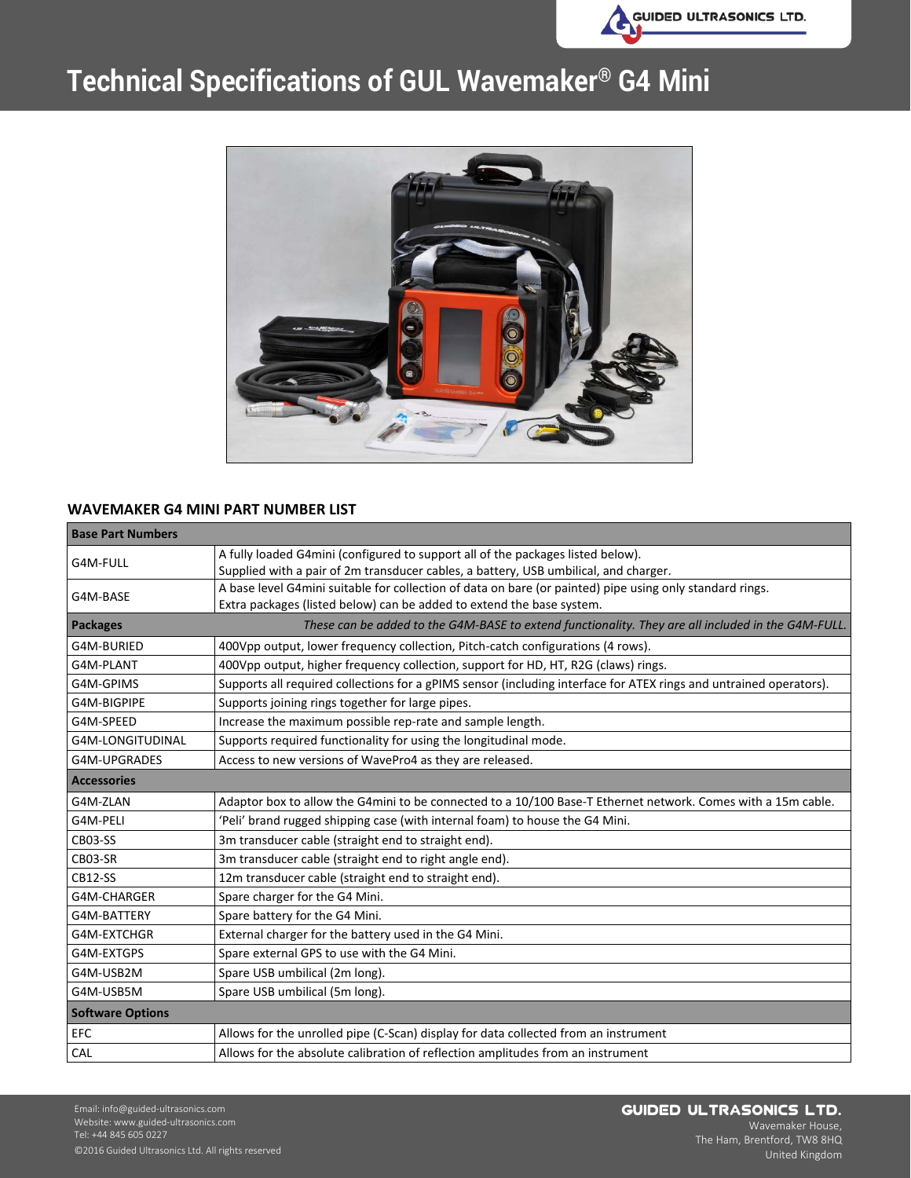# Technical Specifications of GUL Wavemaker® G4 Mini

## WAVEMAKER G4 MINI PART NUMBER LIST

| | |
|---|---|
| **Base Part Numbers** | |
| G4M-FULL | A fully loaded G4mini (configured to support all of the packages listed below). Supplied with a pair of 2m transducer cables, a battery, USB umbilical, and charger. |
| G4M-BASE | A base level G4mini suitable for collection of data on bare (or painted) pipe using only standard rings. Extra packages (listed below) can be added to extend the base system. |
| **Packages** | *These can be added to the G4M-BASE to extend functionality. They are all included in the G4M-FULL.* |
| G4M-BURIED | 400Vpp output, lower frequency collection, Pitch-catch configurations (4 rows). |
| G4M-PLANT | 400Vpp output, higher frequency collection, support for HD, HT, R2G (claws) rings. |
| G4M-GPIMS | Supports all required collections for a gPIMS sensor (including interface for ATEX rings and untrained operators). |
| G4M-BIGPIPE | Supports joining rings together for large pipes. |
| G4M-SPEED | Increase the maximum possible rep-rate and sample length. |
| G4M-LONGITUDINAL | Supports required functionality for using the longitudinal mode. |
| G4M-UPGRADES | Access to new versions of WavePro4 as they are released. |
| **Accessories** | |
| G4M-ZLAN | Adaptor box to allow the G4mini to be connected to a 10/100 Base-T Ethernet network. Comes with a 15m cable. |
| G4M-PELI | 'Peli' brand rugged shipping case (with internal foam) to house the G4 Mini. |
| CB03-SS | 3m transducer cable (straight end to straight end). |
| CB03-SR | 3m transducer cable (straight end to right angle end). |
| CB12-SS | 12m transducer cable (straight end to straight end). |
| G4M-CHARGER | Spare charger for the G4 Mini. |
| G4M-BATTERY | Spare battery for the G4 Mini. |
| G4M-EXTCHGR | External charger for the battery used in the G4 Mini. |
| G4M-EXTGPS | Spare external GPS to use with the G4 Mini. |
| G4M-USB2M | Spare USB umbilical (2m long). |
| G4M-USB5M | Spare USB umbilical (5m long). |
| **Software Options** | |
| EFC | Allows for the unrolled pipe (C-Scan) display for data collected from an instrument |
| CAL | Allows for the absolute calibration of reflection amplitudes from an instrument |

Email: info@guided-ultrasonics.com
Website: www.guided-ultrasonics.com
Tel: +44 845 605 0227
©2016 Guided Ultrasonics Ltd. All rights reserved

GUIDED ULTRASONICS LTD.
Wavemaker House,
The Ham, Brentford, TW8 8HQ
United Kingdom